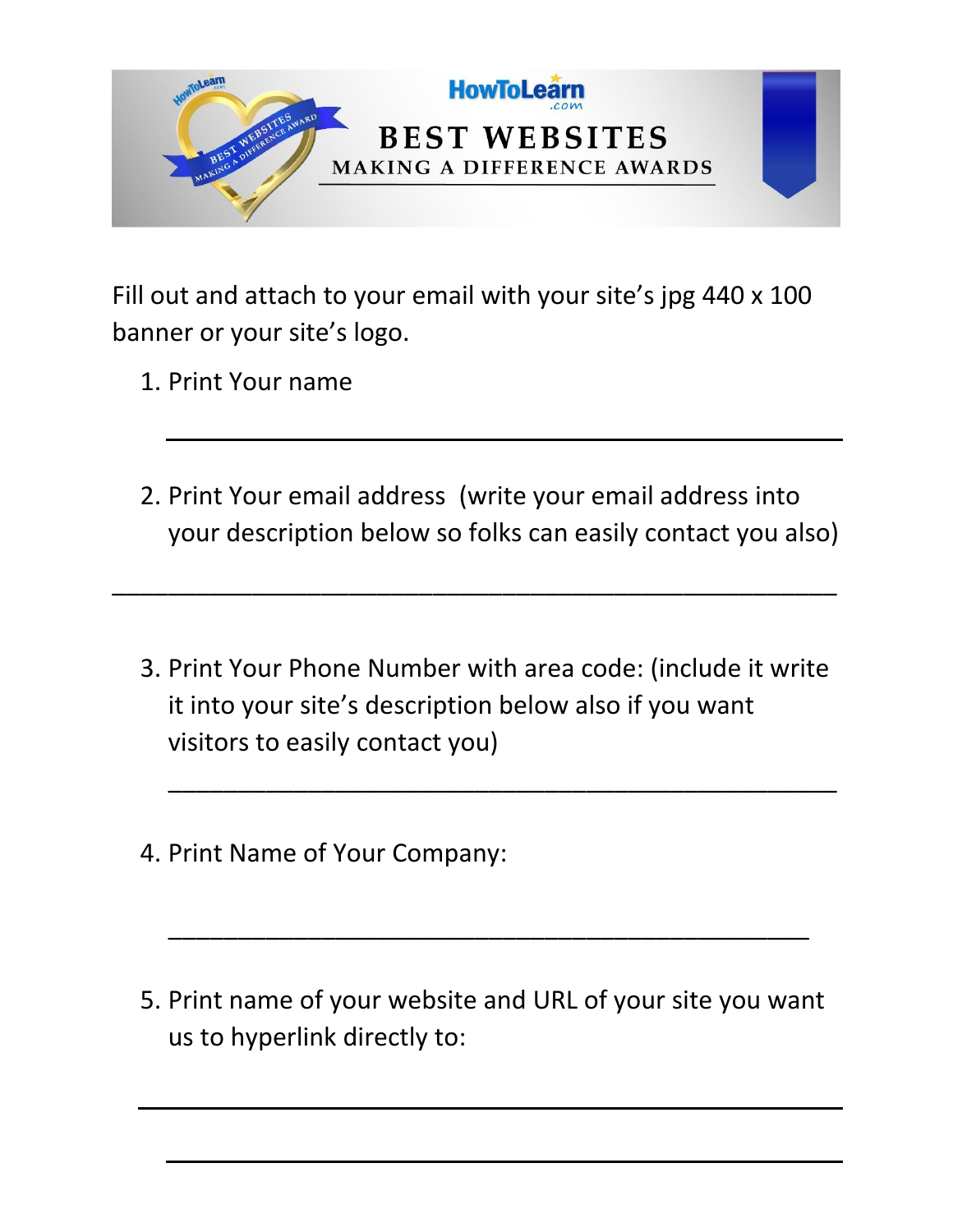# HowToLearn.com

## BEST WEBSITES

### MAKING A DIFFERENCE AWARDS

Fill out and attach to your email with your site's jpg 440 x 100 banner or your site's logo.

1. Print Your name

   ________________________________________________

2. Print Your email address (write your email address into your description below so folks can easily contact you also)

   ________________________________________________

3. Print Your Phone Number with area code: (include it write it into your site's description below also if you want visitors to easily contact you)

   ________________________________________________

4. Print Name of Your Company:

   ________________________________________________

5. Print name of your website and URL of your site you want us to hyperlink directly to:

   ________________________________________________

   ________________________________________________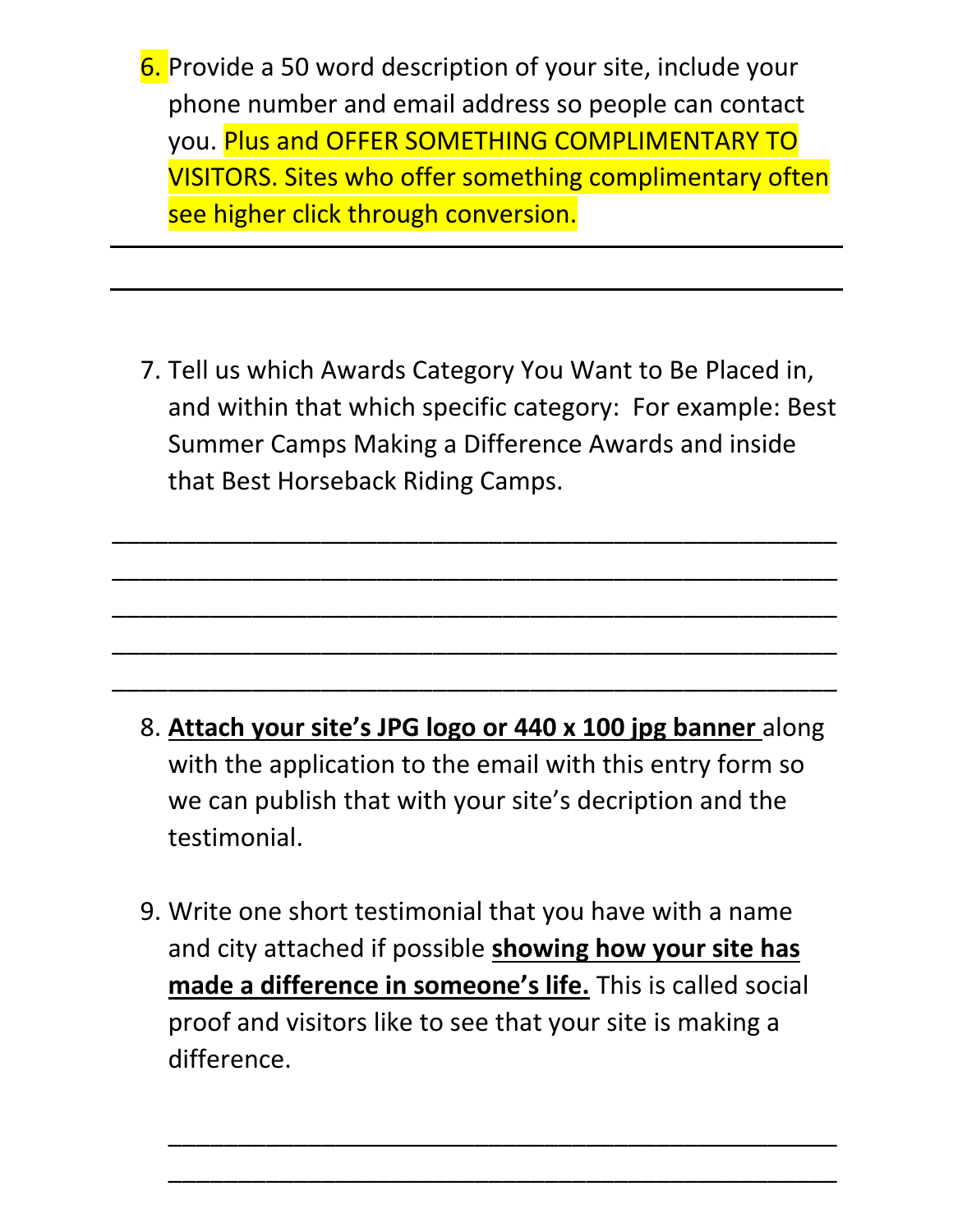6. Provide a 50 word description of your site, include your phone number and email address so people can contact you. Plus and OFFER SOMETHING COMPLIMENTARY TO VISITORS. Sites who offer something complimentary often see higher click through conversion.

_______________________________________________

_______________________________________________

7. Tell us which Awards Category You Want to Be Placed in, and within that which specific category: For example: Best Summer Camps Making a Difference Awards and inside that Best Horseback Riding Camps.

_______________________________________________

_______________________________________________

_______________________________________________

_______________________________________________

_______________________________________________

8. **<u>Attach your site's JPG logo or 440 x 100 jpg banner</u>** along with the application to the email with this entry form so we can publish that with your site's decription and the testimonial.

9. Write one short testimonial that you have with a name and city attached if possible **<u>showing how your site has made a difference in someone's life.</u>** This is called social proof and visitors like to see that your site is making a difference.

_______________________________________________

_______________________________________________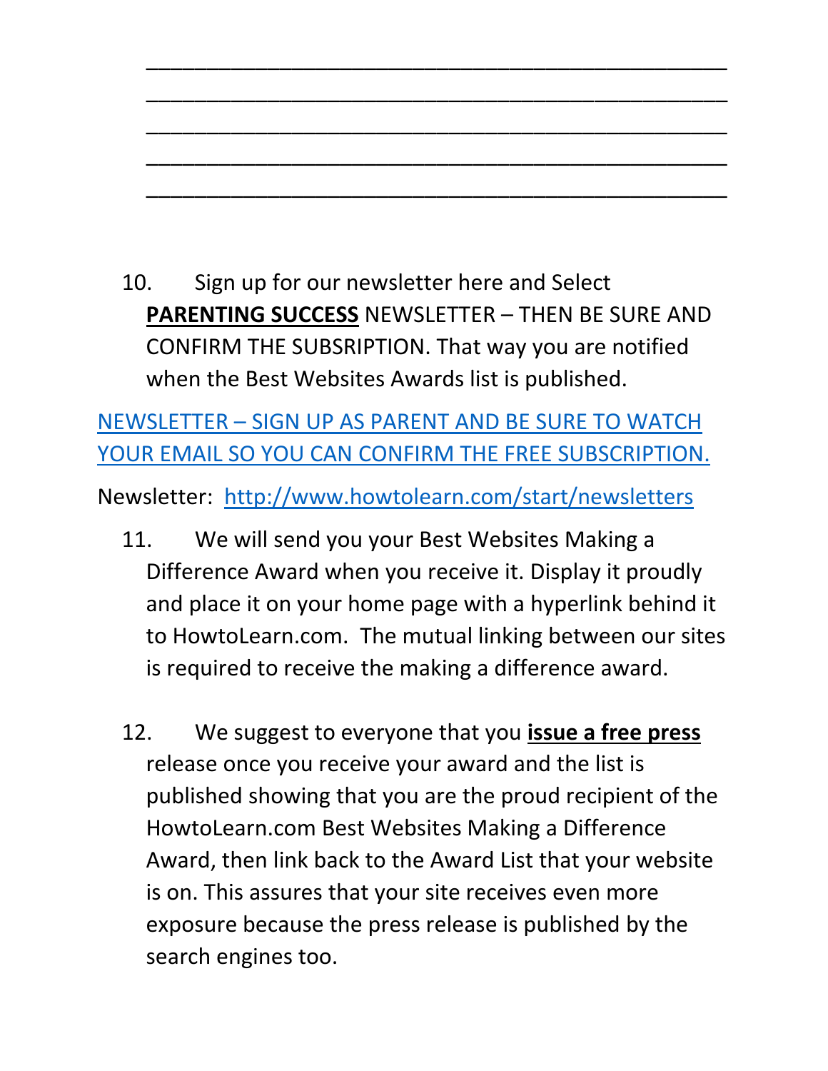\_\_\_\_\_\_\_\_\_\_\_\_\_\_\_\_\_\_\_\_\_\_\_\_\_\_\_\_\_\_\_\_\_\_\_\_\_\_\_\_\_\_\_\_

\_\_\_\_\_\_\_\_\_\_\_\_\_\_\_\_\_\_\_\_\_\_\_\_\_\_\_\_\_\_\_\_\_\_\_\_\_\_\_\_\_\_\_\_

\_\_\_\_\_\_\_\_\_\_\_\_\_\_\_\_\_\_\_\_\_\_\_\_\_\_\_\_\_\_\_\_\_\_\_\_\_\_\_\_\_\_\_\_

\_\_\_\_\_\_\_\_\_\_\_\_\_\_\_\_\_\_\_\_\_\_\_\_\_\_\_\_\_\_\_\_\_\_\_\_\_\_\_\_\_\_\_\_

\_\_\_\_\_\_\_\_\_\_\_\_\_\_\_\_\_\_\_\_\_\_\_\_\_\_\_\_\_\_\_\_\_\_\_\_\_\_\_\_\_\_\_\_

10. Sign up for our newsletter here and Select **PARENTING SUCCESS** NEWSLETTER – THEN BE SURE AND CONFIRM THE SUBSRIPTION. That way you are notified when the Best Websites Awards list is published.

NEWSLETTER – SIGN UP AS PARENT AND BE SURE TO WATCH YOUR EMAIL SO YOU CAN CONFIRM THE FREE SUBSCRIPTION.

Newsletter: http://www.howtolearn.com/start/newsletters

11. We will send you your Best Websites Making a Difference Award when you receive it. Display it proudly and place it on your home page with a hyperlink behind it to HowtoLearn.com. The mutual linking between our sites is required to receive the making a difference award.

12. We suggest to everyone that you **issue a free press** release once you receive your award and the list is published showing that you are the proud recipient of the HowtoLearn.com Best Websites Making a Difference Award, then link back to the Award List that your website is on. This assures that your site receives even more exposure because the press release is published by the search engines too.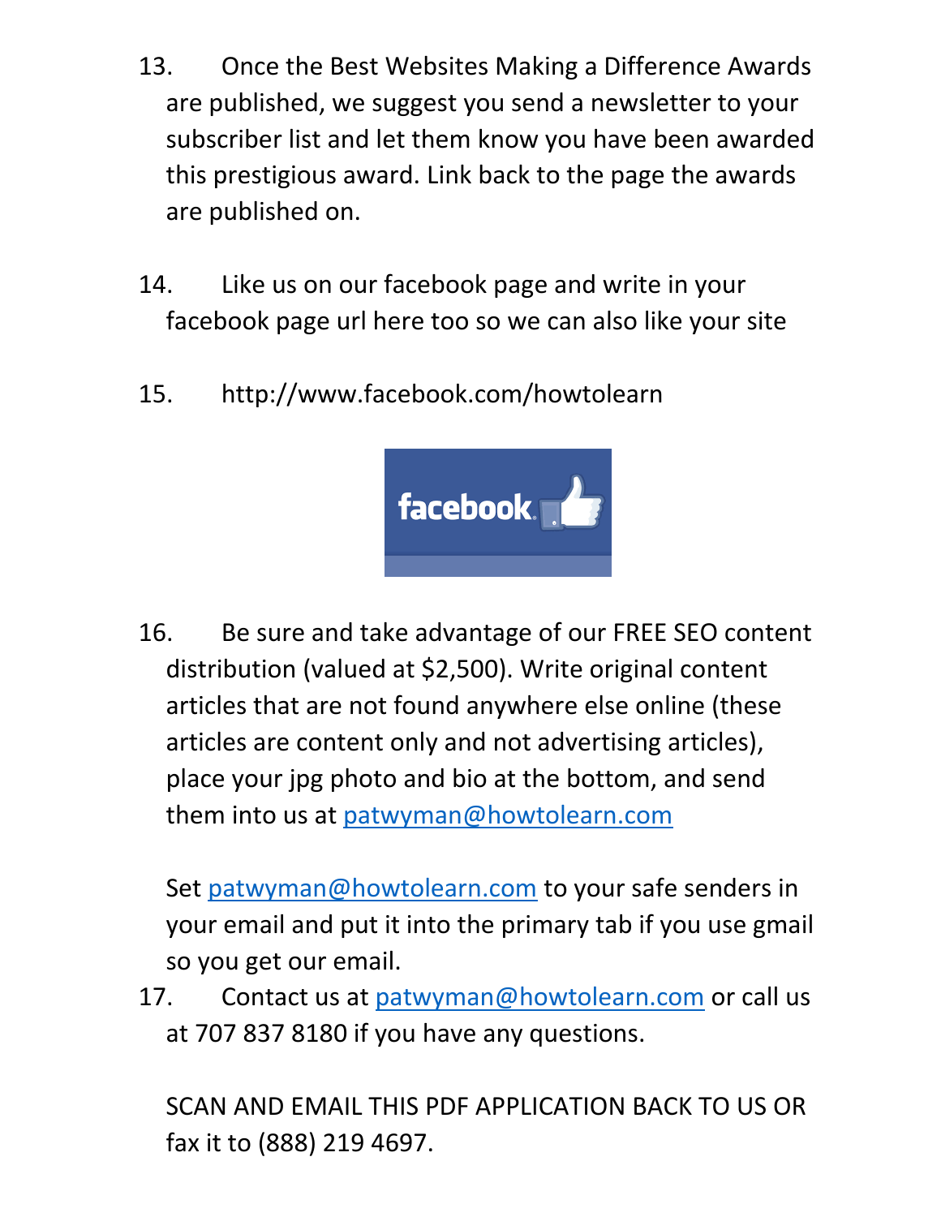13. Once the Best Websites Making a Difference Awards are published, we suggest you send a newsletter to your subscriber list and let them know you have been awarded this prestigious award. Link back to the page the awards are published on.

14. Like us on our facebook page and write in your facebook page url here too so we can also like your site

15. http://www.facebook.com/howtolearn

16. Be sure and take advantage of our FREE SEO content distribution (valued at $2,500). Write original content articles that are not found anywhere else online (these articles are content only and not advertising articles), place your jpg photo and bio at the bottom, and send them into us at patwyman@howtolearn.com

    Set patwyman@howtolearn.com to your safe senders in your email and put it into the primary tab if you use gmail so you get our email.

17. Contact us at patwyman@howtolearn.com or call us at 707 837 8180 if you have any questions.

    SCAN AND EMAIL THIS PDF APPLICATION BACK TO US OR fax it to (888) 219 4697.